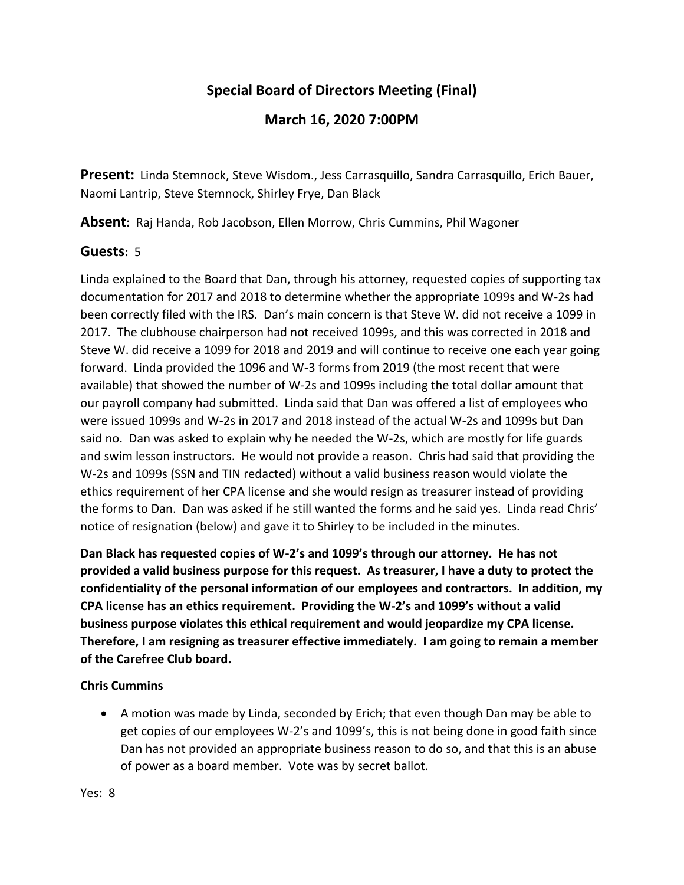# Special Board of Directors Meeting (Final)

## March 16, 2020 7:00PM

**Present:** Linda Stemnock, Steve Wisdom., Jess Carrasquillo, Sandra Carrasquillo, Erich Bauer, Naomi Lantrip, Steve Stemnock, Shirley Frye, Dan Black

**Absent:** Raj Handa, Rob Jacobson, Ellen Morrow, Chris Cummins, Phil Wagoner

**Guests:** 5

Linda explained to the Board that Dan, through his attorney, requested copies of supporting tax documentation for 2017 and 2018 to determine whether the appropriate 1099s and W-2s had been correctly filed with the IRS. Dan's main concern is that Steve W. did not receive a 1099 in 2017. The clubhouse chairperson had not received 1099s, and this was corrected in 2018 and Steve W. did receive a 1099 for 2018 and 2019 and will continue to receive one each year going forward. Linda provided the 1096 and W-3 forms from 2019 (the most recent that were available) that showed the number of W-2s and 1099s including the total dollar amount that our payroll company had submitted. Linda said that Dan was offered a list of employees who were issued 1099s and W-2s in 2017 and 2018 instead of the actual W-2s and 1099s but Dan said no. Dan was asked to explain why he needed the W-2s, which are mostly for life guards and swim lesson instructors. He would not provide a reason. Chris had said that providing the W-2s and 1099s (SSN and TIN redacted) without a valid business reason would violate the ethics requirement of her CPA license and she would resign as treasurer instead of providing the forms to Dan. Dan was asked if he still wanted the forms and he said yes. Linda read Chris' notice of resignation (below) and gave it to Shirley to be included in the minutes.

**Dan Black has requested copies of W-2's and 1099's through our attorney. He has not provided a valid business purpose for this request. As treasurer, I have a duty to protect the confidentiality of the personal information of our employees and contractors. In addition, my CPA license has an ethics requirement. Providing the W-2's and 1099's without a valid business purpose violates this ethical requirement and would jeopardize my CPA license. Therefore, I am resigning as treasurer effective immediately. I am going to remain a member of the Carefree Club board.**

**Chris Cummins**

- A motion was made by Linda, seconded by Erich; that even though Dan may be able to get copies of our employees W-2's and 1099's, this is not being done in good faith since Dan has not provided an appropriate business reason to do so, and that this is an abuse of power as a board member. Vote was by secret ballot.

Yes: 8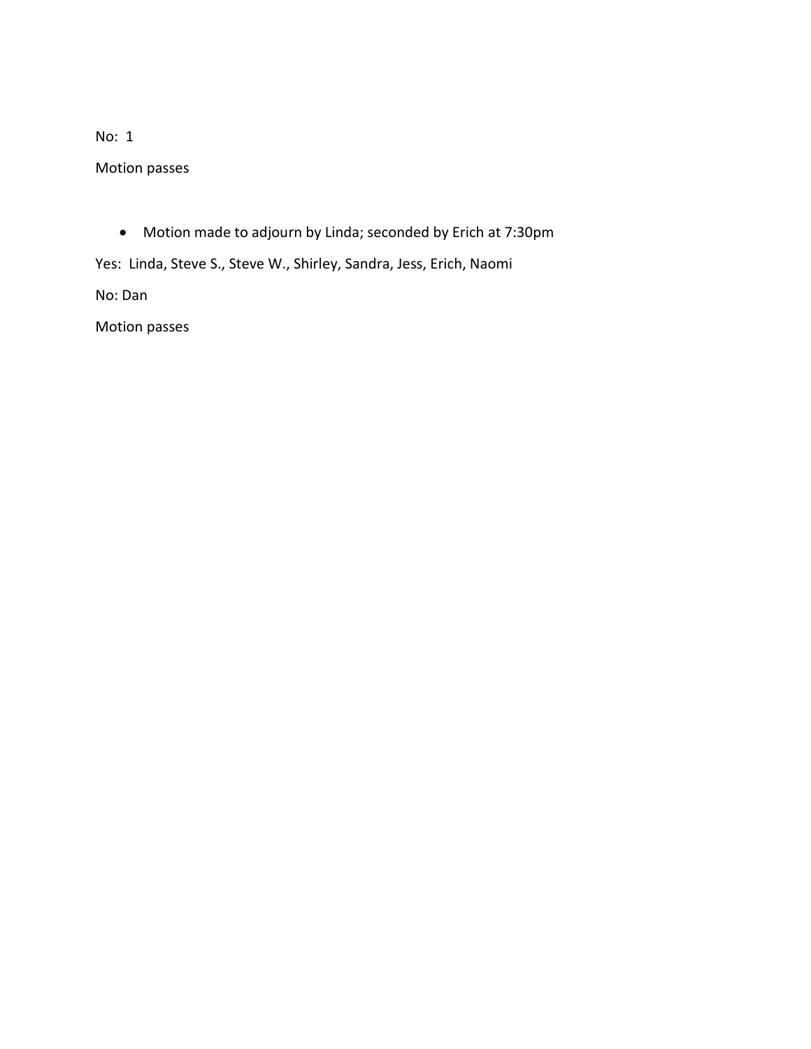No: 1

Motion passes

- Motion made to adjourn by Linda; seconded by Erich at 7:30pm

Yes: Linda, Steve S., Steve W., Shirley, Sandra, Jess, Erich, Naomi

No: Dan

Motion passes